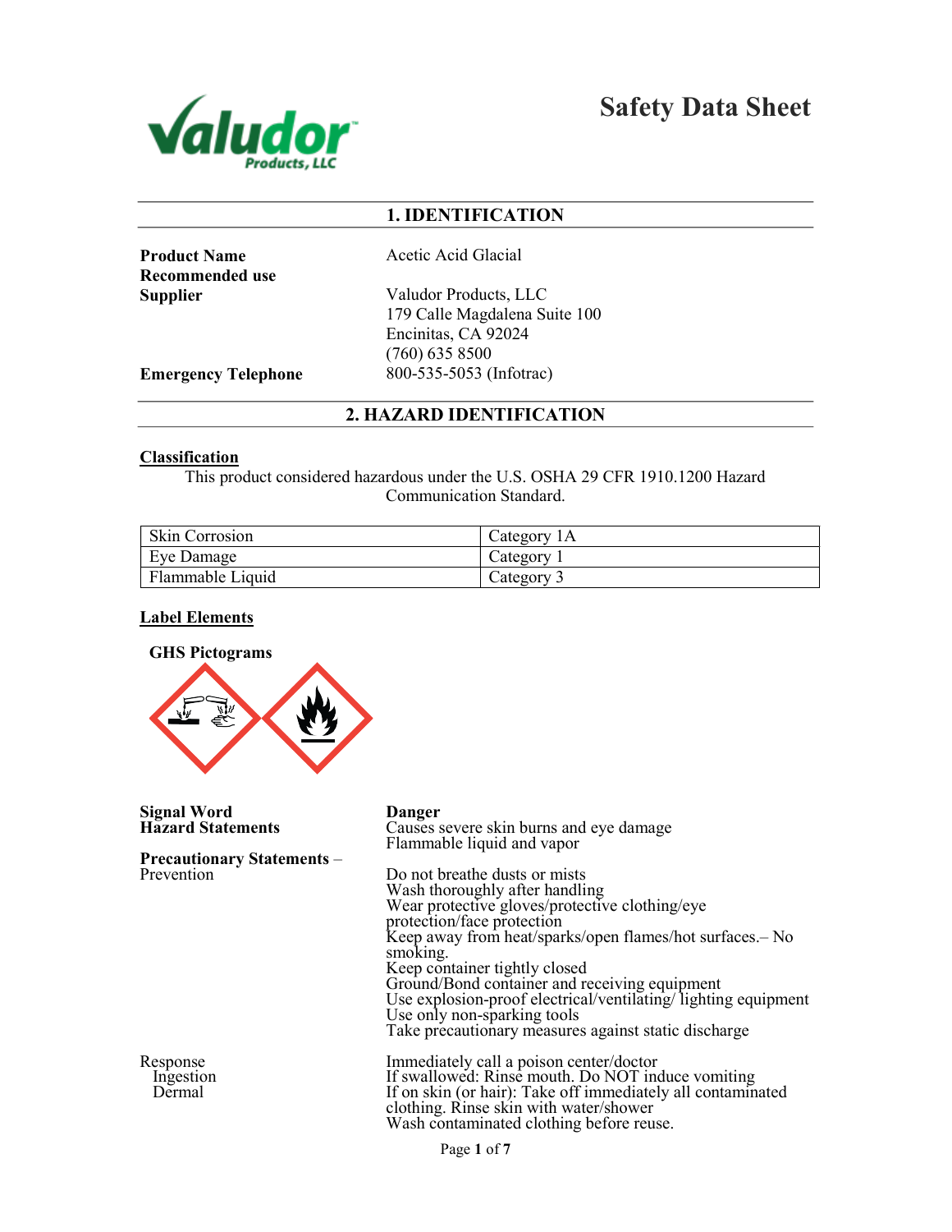# Safety Data Sheet

## 1. IDENTIFICATION

**Product Name** Acetic Acid Glacial

**Recommended use**

**Supplier** Valudor Products, LLC
179 Calle Magdalena Suite 100
Encinitas, CA 92024
(760) 635 8500

**Emergency Telephone** 800-535-5053 (Infotrac)

## 2. HAZARD IDENTIFICATION

**Classification**

This product considered hazardous under the U.S. OSHA 29 CFR 1910.1200 Hazard Communication Standard.

| Skin Corrosion | Category 1A |
|---|---|
| Eye Damage | Category 1 |
| Flammable Liquid | Category 3 |

**Label Elements**

**GHS Pictograms**

**Signal Word** **Danger**

**Hazard Statements**
Causes severe skin burns and eye damage
Flammable liquid and vapor

**Precautionary Statements** – Prevention

Do not breathe dusts or mists
Wash thoroughly after handling
Wear protective gloves/protective clothing/eye protection/face protection
Keep away from heat/sparks/open flames/hot surfaces.– No smoking.
Keep container tightly closed
Ground/Bond container and receiving equipment
Use explosion-proof electrical/ventilating/ lighting equipment
Use only non-sparking tools
Take precautionary measures against static discharge

Response
Immediately call a poison center/doctor

Ingestion
If swallowed: Rinse mouth. Do NOT induce vomiting

Dermal
If on skin (or hair): Take off immediately all contaminated clothing. Rinse skin with water/shower
Wash contaminated clothing before reuse.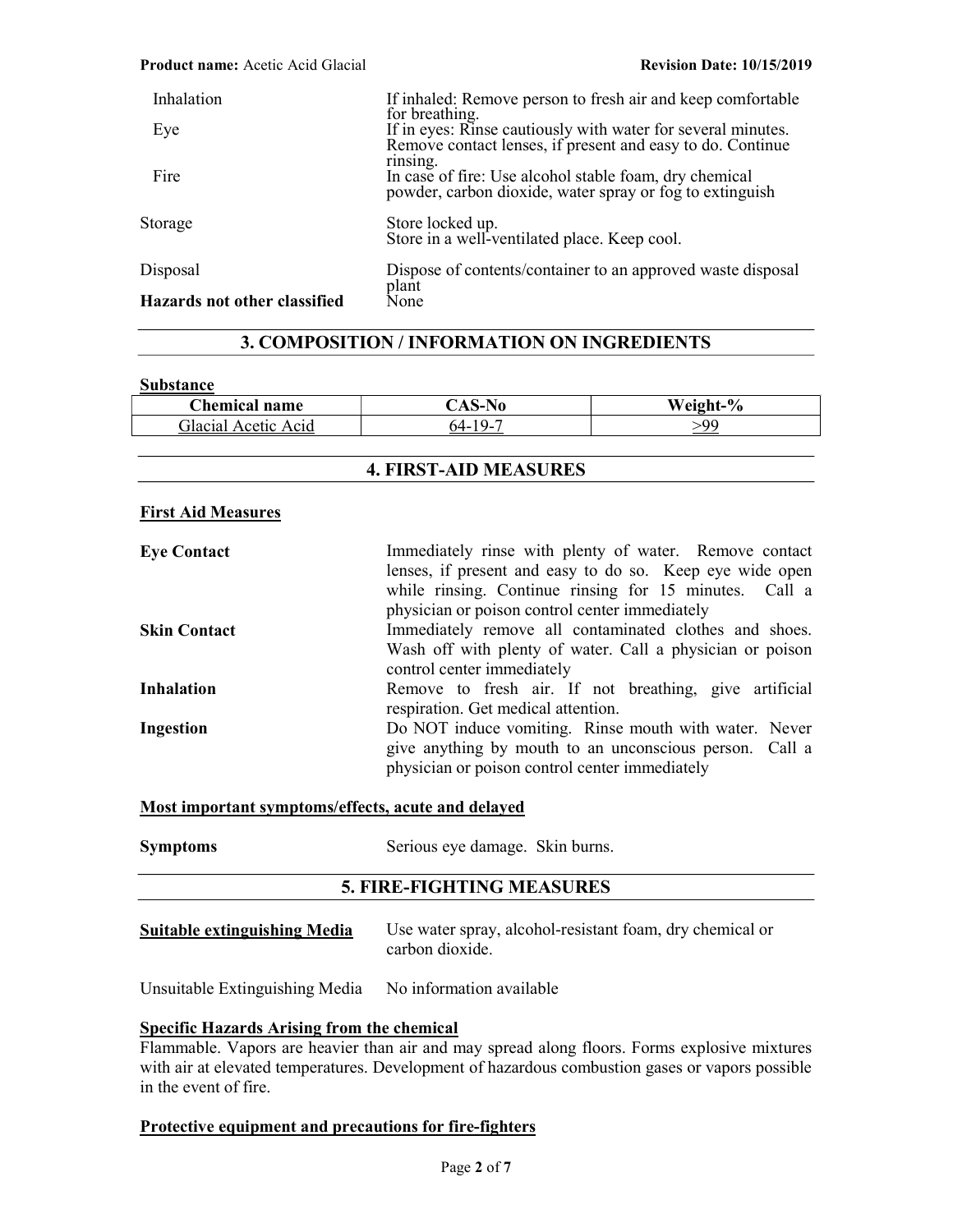| | |
|---|---|
| Inhalation | If inhaled: Remove person to fresh air and keep comfortable for breathing. |
| Eye | If in eyes: Rinse cautiously with water for several minutes. Remove contact lenses, if present and easy to do. Continue rinsing. |
| Fire | In case of fire: Use alcohol stable foam, dry chemical powder, carbon dioxide, water spray or fog to extinguish |
| Storage | Store locked up. Store in a well-ventilated place. Keep cool. |
| Disposal | Dispose of contents/container to an approved waste disposal plant |
| **Hazards not other classified** | None |

## 3. COMPOSITION / INFORMATION ON INGREDIENTS

**Substance**

| Chemical name | CAS-No | Weight-% |
|---|---|---|
| Glacial Acetic Acid | 64-19-7 | >99 |

## 4. FIRST-AID MEASURES

**First Aid Measures**

**Eye Contact** Immediately rinse with plenty of water. Remove contact lenses, if present and easy to do so. Keep eye wide open while rinsing. Continue rinsing for 15 minutes. Call a physician or poison control center immediately

**Skin Contact** Immediately remove all contaminated clothes and shoes. Wash off with plenty of water. Call a physician or poison control center immediately

**Inhalation** Remove to fresh air. If not breathing, give artificial respiration. Get medical attention.

**Ingestion** Do NOT induce vomiting. Rinse mouth with water. Never give anything by mouth to an unconscious person. Call a physician or poison control center immediately

**Most important symptoms/effects, acute and delayed**

**Symptoms** Serious eye damage. Skin burns.

## 5. FIRE-FIGHTING MEASURES

**Suitable extinguishing Media** Use water spray, alcohol-resistant foam, dry chemical or carbon dioxide.

Unsuitable Extinguishing Media No information available

**Specific Hazards Arising from the chemical**

Flammable. Vapors are heavier than air and may spread along floors. Forms explosive mixtures with air at elevated temperatures. Development of hazardous combustion gases or vapors possible in the event of fire.

**Protective equipment and precautions for fire-fighters**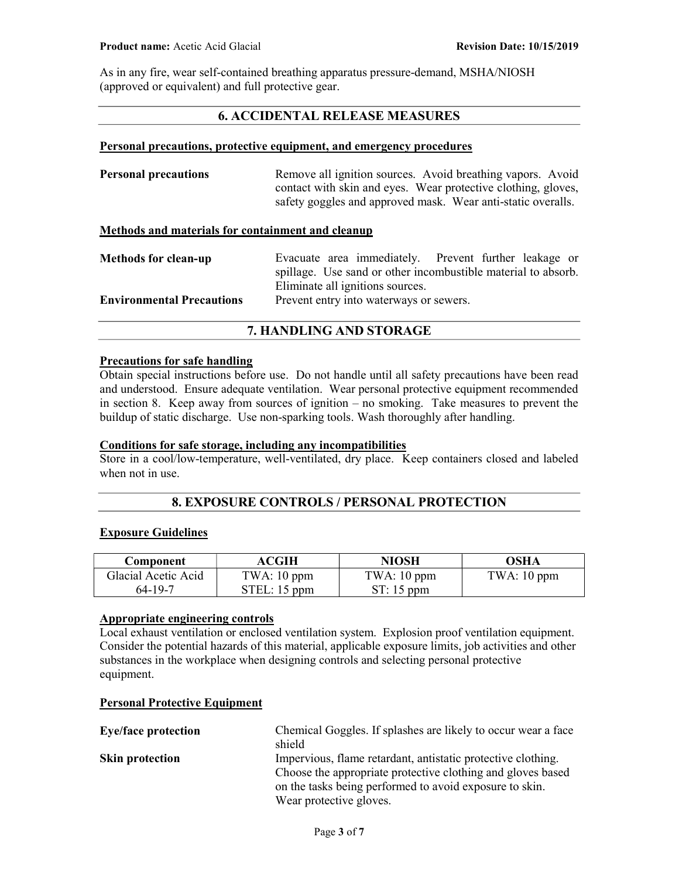As in any fire, wear self-contained breathing apparatus pressure-demand, MSHA/NIOSH (approved or equivalent) and full protective gear.

## 6. ACCIDENTAL RELEASE MEASURES

### Personal precautions, protective equipment, and emergency procedures

**Personal precautions** Remove all ignition sources. Avoid breathing vapors. Avoid contact with skin and eyes. Wear protective clothing, gloves, safety goggles and approved mask. Wear anti-static overalls.

### Methods and materials for containment and cleanup

**Methods for clean-up** Evacuate area immediately. Prevent further leakage or spillage. Use sand or other incombustible material to absorb. Eliminate all ignitions sources.

**Environmental Precautions** Prevent entry into waterways or sewers.

## 7. HANDLING AND STORAGE

### Precautions for safe handling

Obtain special instructions before use. Do not handle until all safety precautions have been read and understood. Ensure adequate ventilation. Wear personal protective equipment recommended in section 8. Keep away from sources of ignition – no smoking. Take measures to prevent the buildup of static discharge. Use non-sparking tools. Wash thoroughly after handling.

### Conditions for safe storage, including any incompatibilities

Store in a cool/low-temperature, well-ventilated, dry place. Keep containers closed and labeled when not in use.

## 8. EXPOSURE CONTROLS / PERSONAL PROTECTION

### Exposure Guidelines

| Component | ACGIH | NIOSH | OSHA |
|---|---|---|---|
| Glacial Acetic Acid<br>64-19-7 | TWA: 10 ppm<br>STEL: 15 ppm | TWA: 10 ppm<br>ST: 15 ppm | TWA: 10 ppm |

### Appropriate engineering controls

Local exhaust ventilation or enclosed ventilation system. Explosion proof ventilation equipment. Consider the potential hazards of this material, applicable exposure limits, job activities and other substances in the workplace when designing controls and selecting personal protective equipment.

### Personal Protective Equipment

**Eye/face protection** Chemical Goggles. If splashes are likely to occur wear a face shield

**Skin protection** Impervious, flame retardant, antistatic protective clothing. Choose the appropriate protective clothing and gloves based on the tasks being performed to avoid exposure to skin. Wear protective gloves.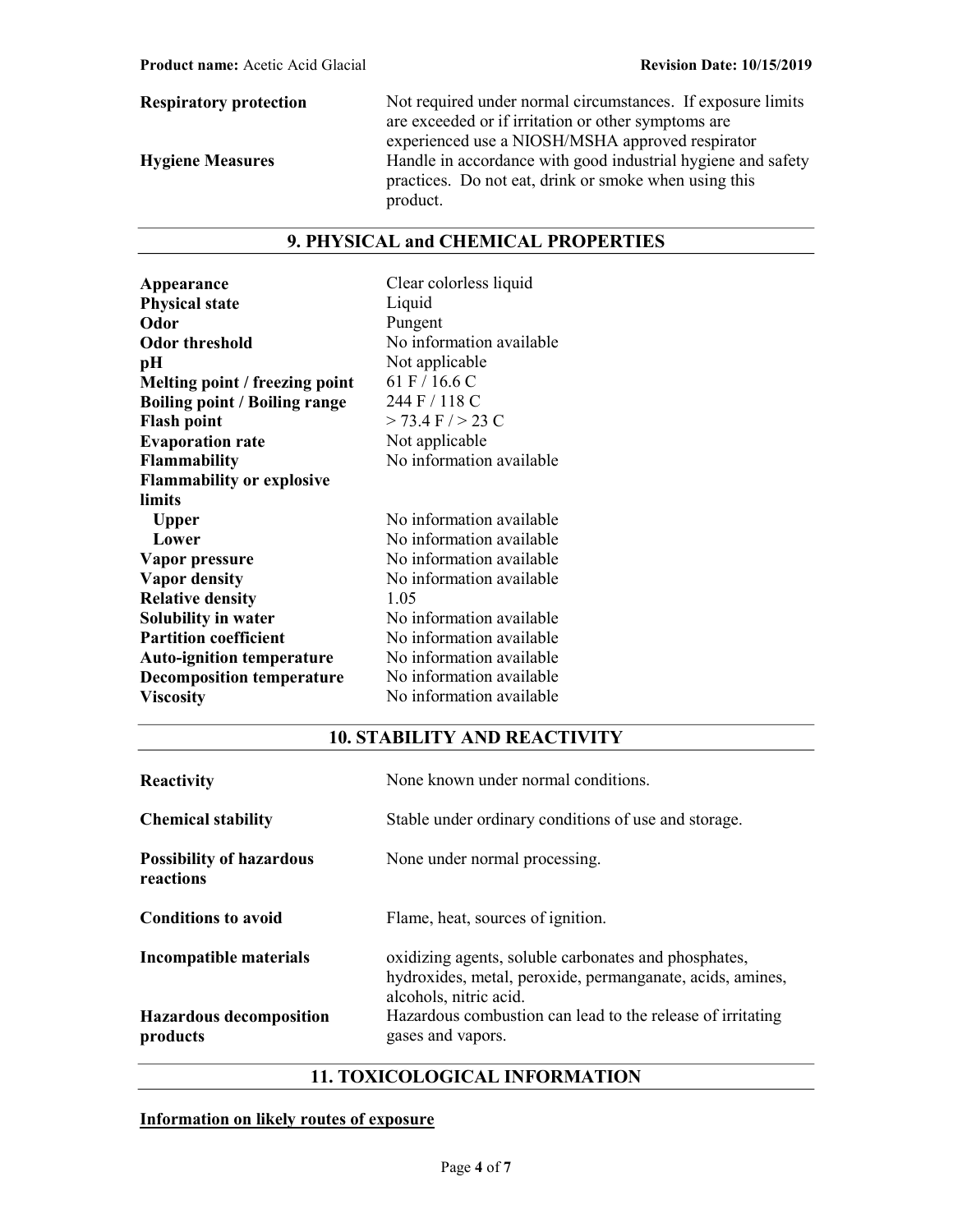| | |
|---|---|
| **Respiratory protection** | Not required under normal circumstances. If exposure limits are exceeded or if irritation or other symptoms are experienced use a NIOSH/MSHA approved respirator |
| **Hygiene Measures** | Handle in accordance with good industrial hygiene and safety practices. Do not eat, drink or smoke when using this product. |

## 9. PHYSICAL and CHEMICAL PROPERTIES

| | |
|---|---|
| **Appearance** | Clear colorless liquid |
| **Physical state** | Liquid |
| **Odor** | Pungent |
| **Odor threshold** | No information available |
| **pH** | Not applicable |
| **Melting point / freezing point** | 61 F / 16.6 C |
| **Boiling point / Boiling range** | 244 F / 118 C |
| **Flash point** | > 73.4 F / > 23 C |
| **Evaporation rate** | Not applicable |
| **Flammability** | No information available |
| **Flammability or explosive limits** | |
| **Upper** | No information available |
| **Lower** | No information available |
| **Vapor pressure** | No information available |
| **Vapor density** | No information available |
| **Relative density** | 1.05 |
| **Solubility in water** | No information available |
| **Partition coefficient** | No information available |
| **Auto-ignition temperature** | No information available |
| **Decomposition temperature** | No information available |
| **Viscosity** | No information available |

## 10. STABILITY AND REACTIVITY

| | |
|---|---|
| **Reactivity** | None known under normal conditions. |
| **Chemical stability** | Stable under ordinary conditions of use and storage. |
| **Possibility of hazardous reactions** | None under normal processing. |
| **Conditions to avoid** | Flame, heat, sources of ignition. |
| **Incompatible materials** | oxidizing agents, soluble carbonates and phosphates, hydroxides, metal, peroxide, permanganate, acids, amines, alcohols, nitric acid. |
| **Hazardous decomposition products** | Hazardous combustion can lead to the release of irritating gases and vapors. |

## 11. TOXICOLOGICAL INFORMATION

**Information on likely routes of exposure**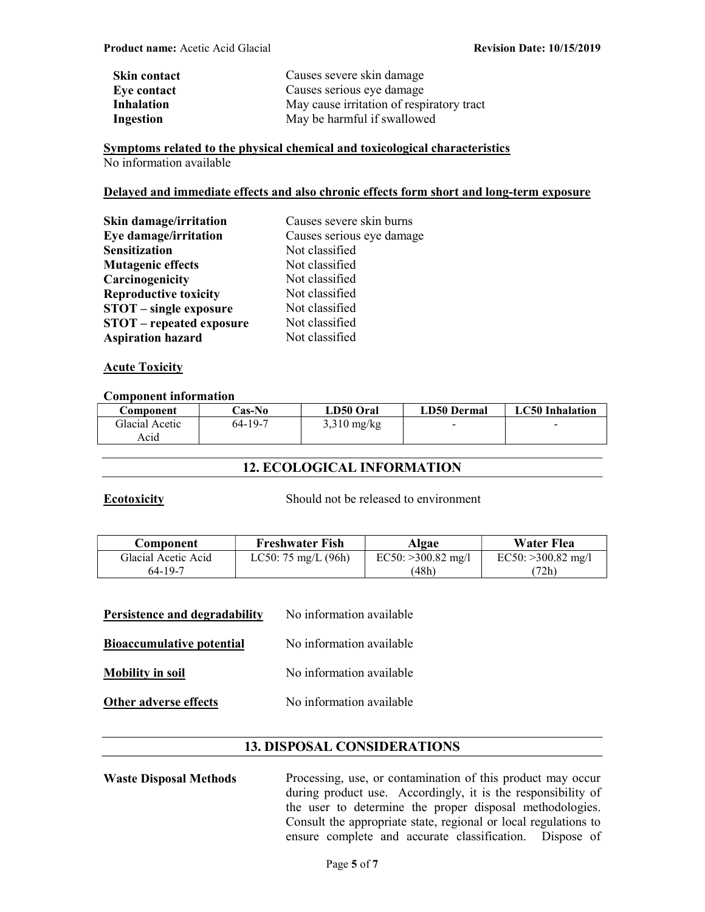| | |
|---|---|
| **Skin contact** | Causes severe skin damage |
| **Eye contact** | Causes serious eye damage |
| **Inhalation** | May cause irritation of respiratory tract |
| **Ingestion** | May be harmful if swallowed |

**Symptoms related to the physical chemical and toxicological characteristics**

No information available

**Delayed and immediate effects and also chronic effects form short and long-term exposure**

| | |
|---|---|
| **Skin damage/irritation** | Causes severe skin burns |
| **Eye damage/irritation** | Causes serious eye damage |
| **Sensitization** | Not classified |
| **Mutagenic effects** | Not classified |
| **Carcinogenicity** | Not classified |
| **Reproductive toxicity** | Not classified |
| **STOT – single exposure** | Not classified |
| **STOT – repeated exposure** | Not classified |
| **Aspiration hazard** | Not classified |

**Acute Toxicity**

**Component information**

| Component | Cas-No | LD50 Oral | LD50 Dermal | LC50 Inhalation |
|---|---|---|---|---|
| Glacial Acetic Acid | 64-19-7 | 3,310 mg/kg | - | - |

## 12. ECOLOGICAL INFORMATION

**Ecotoxicity** Should not be released to environment

| Component | Freshwater Fish | Algae | Water Flea |
|---|---|---|---|
| Glacial Acetic Acid 64-19-7 | LC50: 75 mg/L (96h) | EC50: >300.82 mg/l (48h) | EC50: >300.82 mg/l (72h) |

**Persistence and degradability** No information available

**Bioaccumulative potential** No information available

**Mobility in soil** No information available

**Other adverse effects** No information available

## 13. DISPOSAL CONSIDERATIONS

**Waste Disposal Methods** Processing, use, or contamination of this product may occur during product use. Accordingly, it is the responsibility of the user to determine the proper disposal methodologies. Consult the appropriate state, regional or local regulations to ensure complete and accurate classification. Dispose of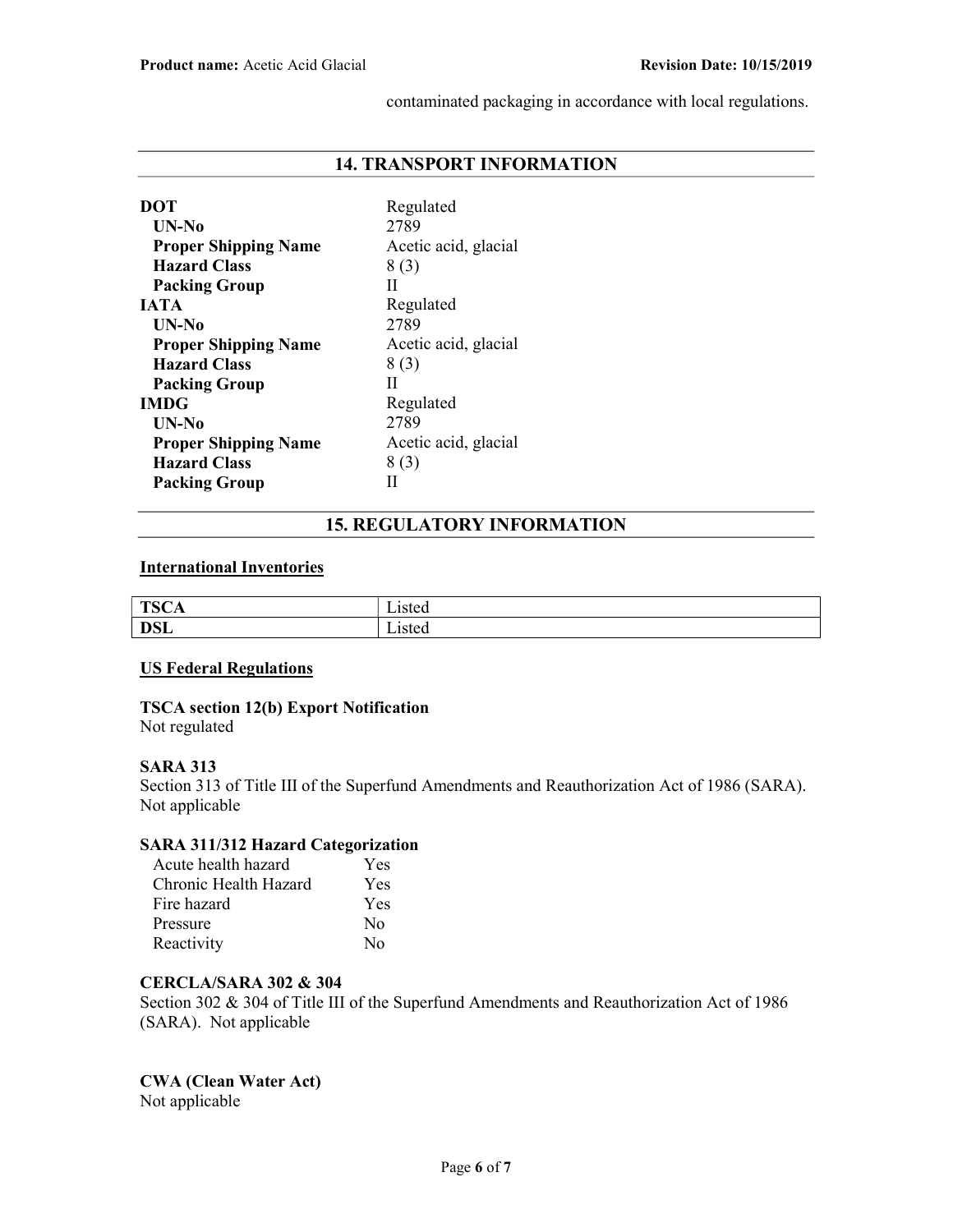contaminated packaging in accordance with local regulations.

## 14. TRANSPORT INFORMATION

| | |
|---|---|
| **DOT** | Regulated |
| **UN-No** | 2789 |
| **Proper Shipping Name** | Acetic acid, glacial |
| **Hazard Class** | 8 (3) |
| **Packing Group** | II |
| **IATA** | Regulated |
| **UN-No** | 2789 |
| **Proper Shipping Name** | Acetic acid, glacial |
| **Hazard Class** | 8 (3) |
| **Packing Group** | II |
| **IMDG** | Regulated |
| **UN-No** | 2789 |
| **Proper Shipping Name** | Acetic acid, glacial |
| **Hazard Class** | 8 (3) |
| **Packing Group** | II |

## 15. REGULATORY INFORMATION

**International Inventories**

| | |
|---|---|
| **TSCA** | Listed |
| **DSL** | Listed |

**US Federal Regulations**

**TSCA section 12(b) Export Notification**
Not regulated

**SARA 313**
Section 313 of Title III of the Superfund Amendments and Reauthorization Act of 1986 (SARA). Not applicable

**SARA 311/312 Hazard Categorization**

| | |
|---|---|
| Acute health hazard | Yes |
| Chronic Health Hazard | Yes |
| Fire hazard | Yes |
| Pressure | No |
| Reactivity | No |

**CERCLA/SARA 302 & 304**
Section 302 & 304 of Title III of the Superfund Amendments and Reauthorization Act of 1986 (SARA). Not applicable

**CWA (Clean Water Act)**
Not applicable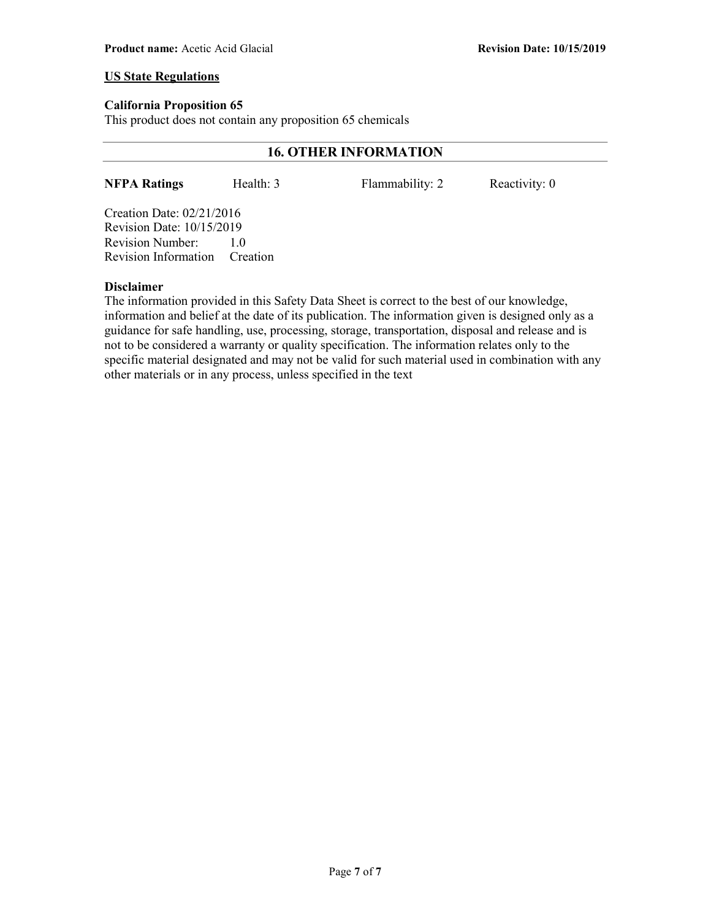**US State Regulations**

**California Proposition 65**

This product does not contain any proposition 65 chemicals

## 16. OTHER INFORMATION

| | | | |
|---|---|---|---|
| **NFPA Ratings** | Health: 3 | Flammability: 2 | Reactivity: 0 |

Creation Date: 02/21/2016
Revision Date: 10/15/2019
Revision Number: 1.0
Revision Information Creation

**Disclaimer**

The information provided in this Safety Data Sheet is correct to the best of our knowledge, information and belief at the date of its publication. The information given is designed only as a guidance for safe handling, use, processing, storage, transportation, disposal and release and is not to be considered a warranty or quality specification. The information relates only to the specific material designated and may not be valid for such material used in combination with any other materials or in any process, unless specified in the text